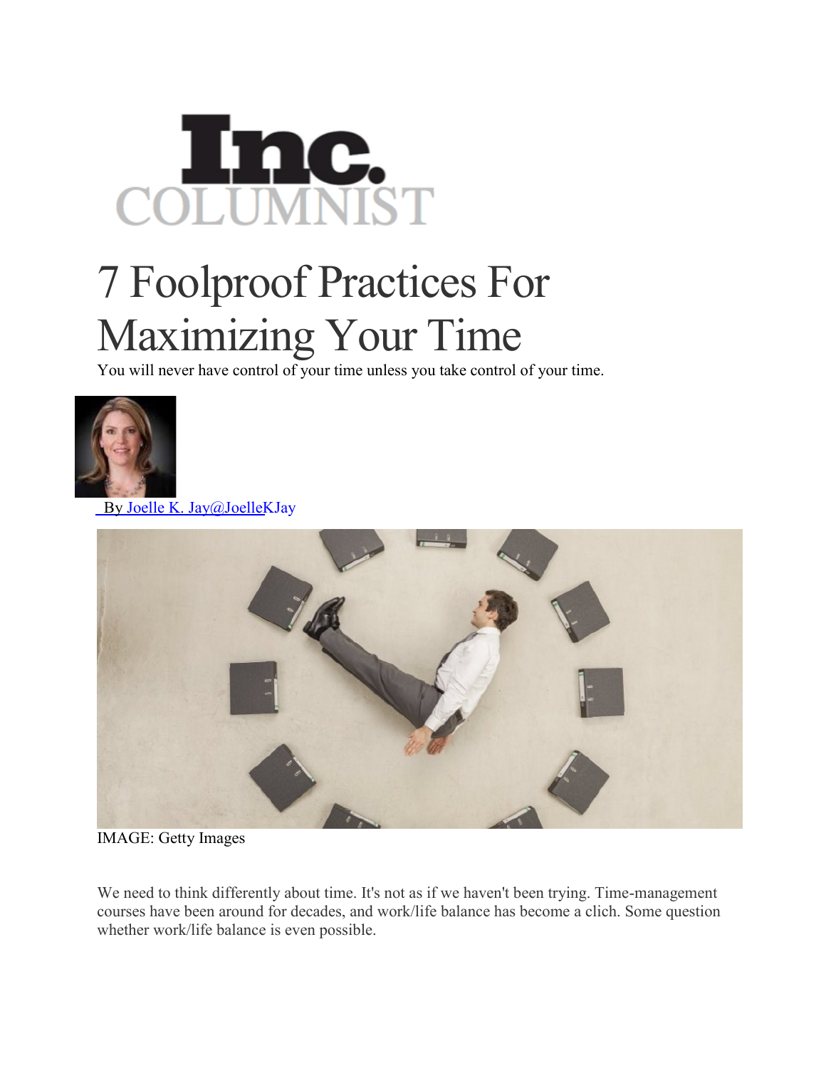Inc.
COLUMNIST

# 7 Foolproof Practices For Maximizing Your Time

You will never have control of your time unless you take control of your time.

By Joelle K. Jay@JoelleKJay

IMAGE: Getty Images

We need to think differently about time. It's not as if we haven't been trying. Time-management courses have been around for decades, and work/life balance has become a clich. Some question whether work/life balance is even possible.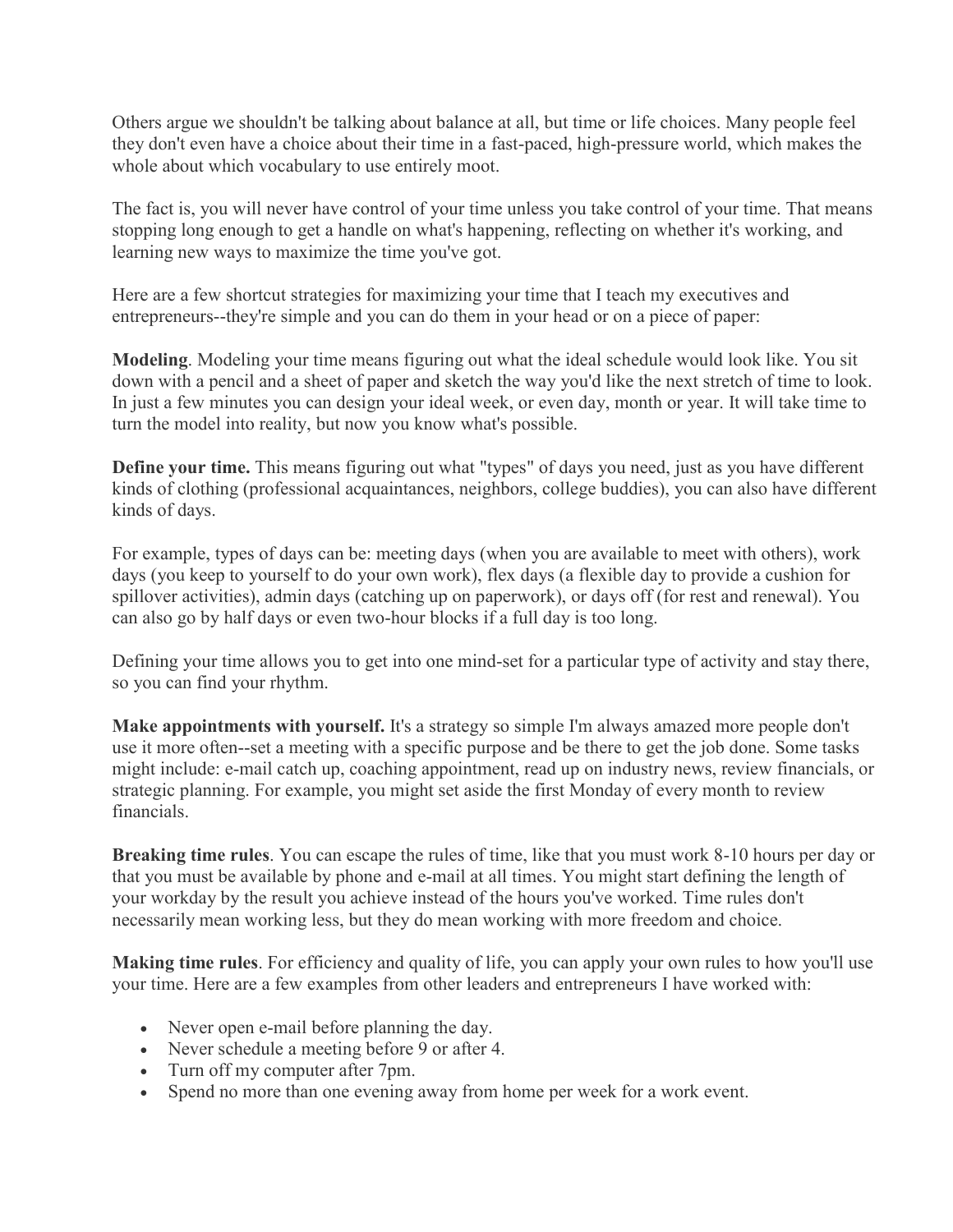Others argue we shouldn't be talking about balance at all, but time or life choices. Many people feel they don't even have a choice about their time in a fast-paced, high-pressure world, which makes the whole about which vocabulary to use entirely moot.

The fact is, you will never have control of your time unless you take control of your time. That means stopping long enough to get a handle on what's happening, reflecting on whether it's working, and learning new ways to maximize the time you've got.

Here are a few shortcut strategies for maximizing your time that I teach my executives and entrepreneurs--they're simple and you can do them in your head or on a piece of paper:

**Modeling**. Modeling your time means figuring out what the ideal schedule would look like. You sit down with a pencil and a sheet of paper and sketch the way you'd like the next stretch of time to look. In just a few minutes you can design your ideal week, or even day, month or year. It will take time to turn the model into reality, but now you know what's possible.

**Define your time.** This means figuring out what "types" of days you need, just as you have different kinds of clothing (professional acquaintances, neighbors, college buddies), you can also have different kinds of days.

For example, types of days can be: meeting days (when you are available to meet with others), work days (you keep to yourself to do your own work), flex days (a flexible day to provide a cushion for spillover activities), admin days (catching up on paperwork), or days off (for rest and renewal). You can also go by half days or even two-hour blocks if a full day is too long.

Defining your time allows you to get into one mind-set for a particular type of activity and stay there, so you can find your rhythm.

**Make appointments with yourself.** It's a strategy so simple I'm always amazed more people don't use it more often--set a meeting with a specific purpose and be there to get the job done. Some tasks might include: e-mail catch up, coaching appointment, read up on industry news, review financials, or strategic planning. For example, you might set aside the first Monday of every month to review financials.

**Breaking time rules**. You can escape the rules of time, like that you must work 8-10 hours per day or that you must be available by phone and e-mail at all times. You might start defining the length of your workday by the result you achieve instead of the hours you've worked. Time rules don't necessarily mean working less, but they do mean working with more freedom and choice.

**Making time rules**. For efficiency and quality of life, you can apply your own rules to how you'll use your time. Here are a few examples from other leaders and entrepreneurs I have worked with:

- Never open e-mail before planning the day.
- Never schedule a meeting before 9 or after 4.
- Turn off my computer after 7pm.
- Spend no more than one evening away from home per week for a work event.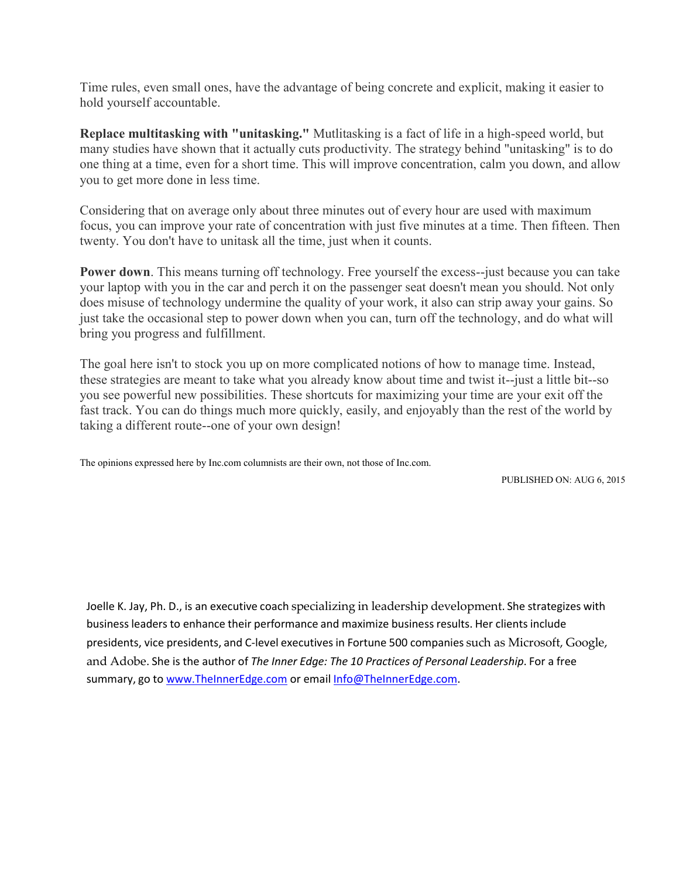Time rules, even small ones, have the advantage of being concrete and explicit, making it easier to hold yourself accountable.

**Replace multitasking with "unitasking."** Mutlitasking is a fact of life in a high-speed world, but many studies have shown that it actually cuts productivity. The strategy behind "unitasking" is to do one thing at a time, even for a short time. This will improve concentration, calm you down, and allow you to get more done in less time.

Considering that on average only about three minutes out of every hour are used with maximum focus, you can improve your rate of concentration with just five minutes at a time. Then fifteen. Then twenty. You don't have to unitask all the time, just when it counts.

**Power down**. This means turning off technology. Free yourself the excess--just because you can take your laptop with you in the car and perch it on the passenger seat doesn't mean you should. Not only does misuse of technology undermine the quality of your work, it also can strip away your gains. So just take the occasional step to power down when you can, turn off the technology, and do what will bring you progress and fulfillment.

The goal here isn't to stock you up on more complicated notions of how to manage time. Instead, these strategies are meant to take what you already know about time and twist it--just a little bit--so you see powerful new possibilities. These shortcuts for maximizing your time are your exit off the fast track. You can do things much more quickly, easily, and enjoyably than the rest of the world by taking a different route--one of your own design!

The opinions expressed here by Inc.com columnists are their own, not those of Inc.com.

PUBLISHED ON: AUG 6, 2015

Joelle K. Jay, Ph. D., is an executive coach specializing in leadership development. She strategizes with business leaders to enhance their performance and maximize business results. Her clients include presidents, vice presidents, and C-level executives in Fortune 500 companies such as Microsoft, Google, and Adobe. She is the author of *The Inner Edge: The 10 Practices of Personal Leadership*. For a free summary, go to www.TheInnerEdge.com or email Info@TheInnerEdge.com.